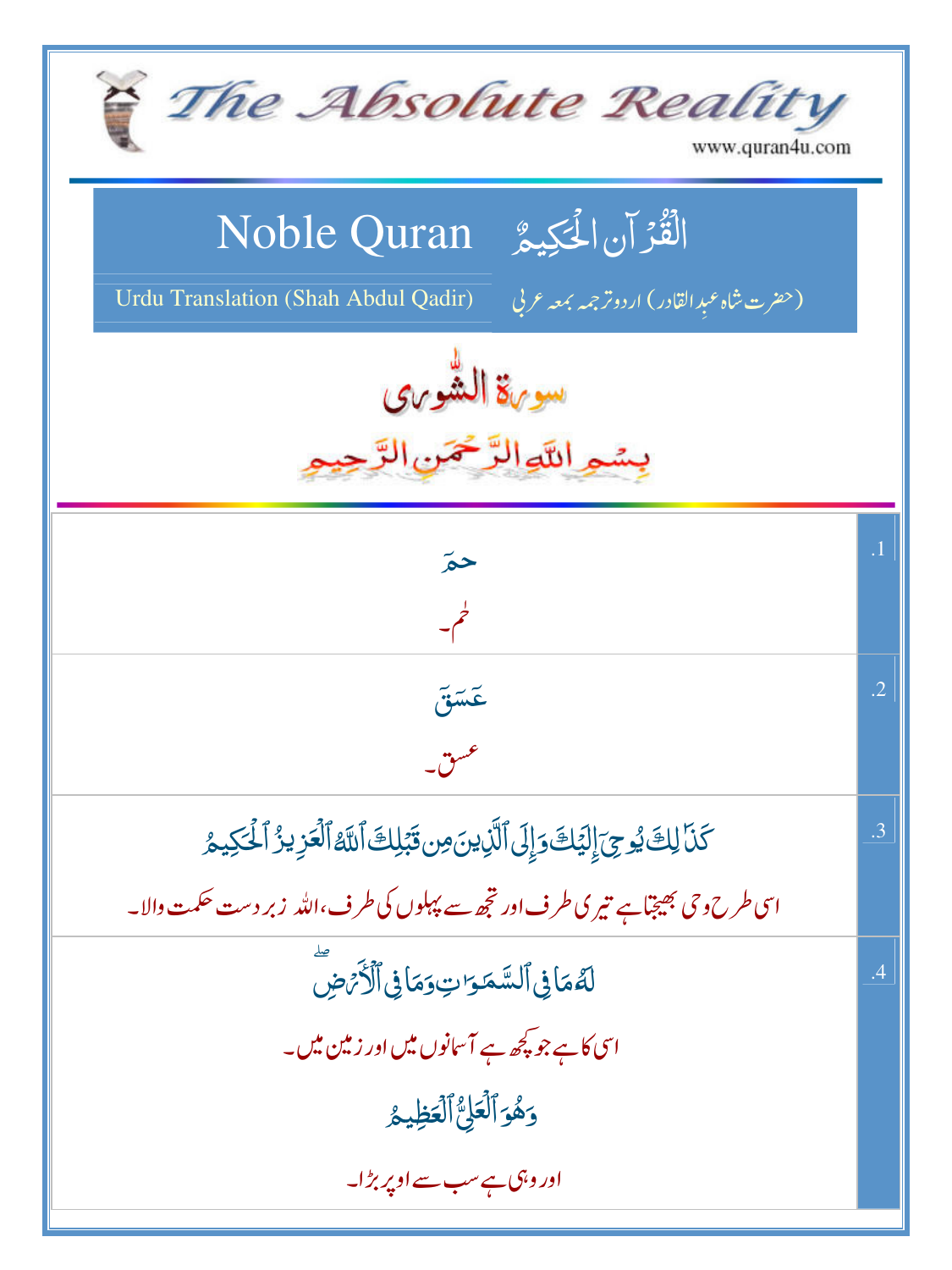# The Absolute Reality

www.quran4u.com

## Noble Quran الْقُرْآنِ الْحَكِيمُ

Urdu Translation (Shah Abdul Qadir) (حضرت شاہ عبدِالقادر) اردو ترجمہ بمعہ عربی

## سورۃ الشّوریٰ

بِسْمِ اللّٰہِ الرَّحْمٰنِ الرَّحِیْمِ

| | |
|---|---|
| .1 | حمٓ<br>حٰم۔ |
| .2 | عٓسٓقٓ<br>عسق۔ |
| .3 | كَذَٰلِكَ يُوحِيٓ إِلَيۡكَ وَإِلَى ٱلَّذِينَ مِن قَبۡلِكَ ٱللَّهُ ٱلۡعَزِيزُ ٱلۡحَكِيمُ<br>اسی طرح وحی بھیجتا ہے تیری طرف اور تجھ سے پہلوں کی طرف، اللہ زبردست حکمت والا۔ |
| .4 | لَهُۥ مَا فِي ٱلسَّمَٰوَٰتِ وَمَا فِي ٱلۡأَرۡضِۖ<br>اسی کا ہے جو کچھ ہے آسمانوں میں اور زمین میں۔<br>وَهُوَ ٱلۡعَلِيُّ ٱلۡعَظِيمُ<br>اور وہی ہے سب سے اوپر بڑا۔ |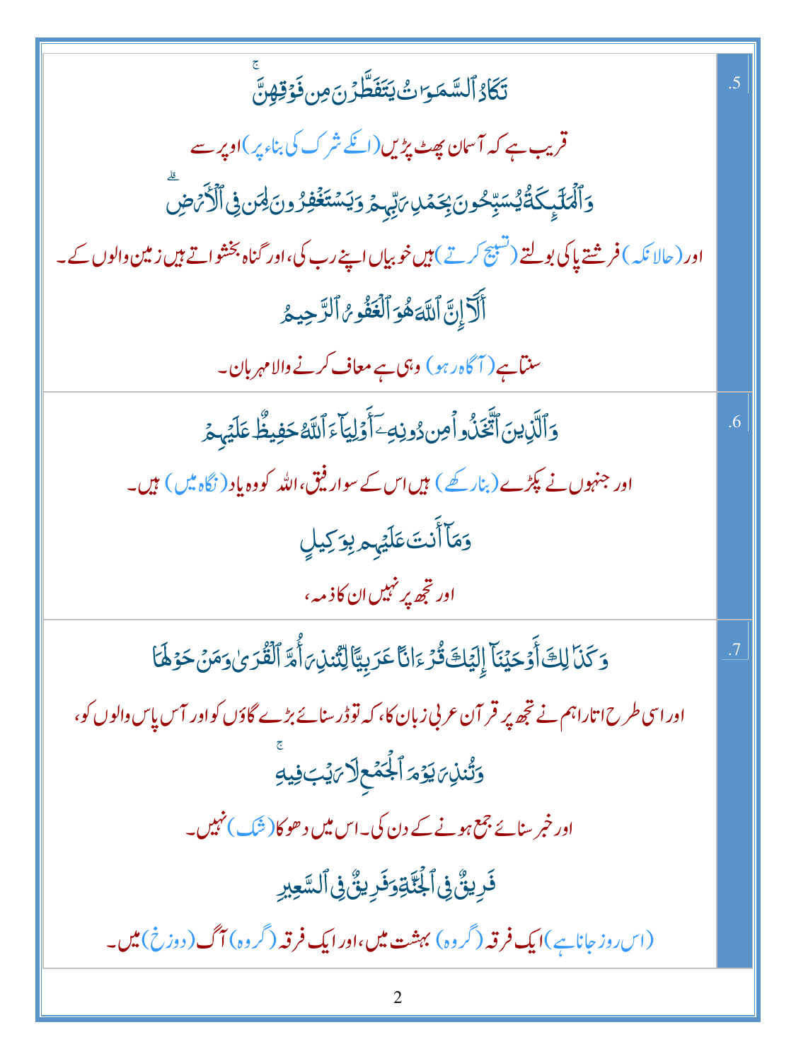| | |
|---|---|
| تَكَادُ ٱلسَّمَٰوَٰتُ يَتَفَطَّرْنَ مِن فَوْقِهِنَّ ۚ<br>قریب ہے کہ آسمان پھٹ پڑیں (انکے شرک کی بناء پر) اوپر سے<br>وَٱلْمَلَٰٓئِكَةُ يُسَبِّحُونَ بِحَمْدِ رَبِّهِمْ وَيَسْتَغْفِرُونَ لِمَن فِى ٱلْأَرْضِ ۗ<br>اور (حالانکہ) فرشتے پاکی بولتے (تسبیح کرتے) ہیں خوبیاں اپنے رب کی، اور گناہ بخشواتے ہیں زمین والوں کے۔<br>أَلَآ إِنَّ ٱللَّهَ هُوَ ٱلْغَفُورُ ٱلرَّحِيمُ<br>سنتا ہے (آگاہ رہو) وہی ہے معاف کرنے والا مہربان۔ | .5 |
| وَٱلَّذِينَ ٱتَّخَذُوا۟ مِن دُونِهِۦٓ أَوْلِيَآءَ ٱللَّهُ حَفِيظٌ عَلَيْهِمْ<br>اور جنہوں نے پکڑے (بنا رکھے) ہیں اس کے سوا رفیق، اللہ کو وہ یاد (نگاہ میں) ہیں۔<br>وَمَآ أَنتَ عَلَيْهِم بِوَكِيلٍ<br>اور تجھ پر نہیں ان کا ذمہ، | .6 |
| وَكَذَٰلِكَ أَوْحَيْنَآ إِلَيْكَ قُرْءَانًا عَرَبِيًّا لِّتُنذِرَ أُمَّ ٱلْقُرَىٰ وَمَنْ حَوْلَهَا<br>اور اسی طرح اتارا ہم نے تجھ پر قرآن عربی زبان کا، کہ تو ڈر سنائے بڑے گاؤں کو اور آس پاس والوں کو،<br>وَتُنذِرَ يَوْمَ ٱلْجَمْعِ لَا رَيْبَ فِيهِ ۚ<br>اور خبر سنائے جمع ہونے کے دن کی۔ اس میں دھوکا (شک) نہیں۔<br>فَرِيقٌ فِى ٱلْجَنَّةِ وَفَرِيقٌ فِى ٱلسَّعِيرِ<br>(اس روز جانا ہے) ایک فرقہ (گروہ) بہشت میں، اور ایک فرقہ (گروہ) آگ (دوزخ) میں۔ | .7 |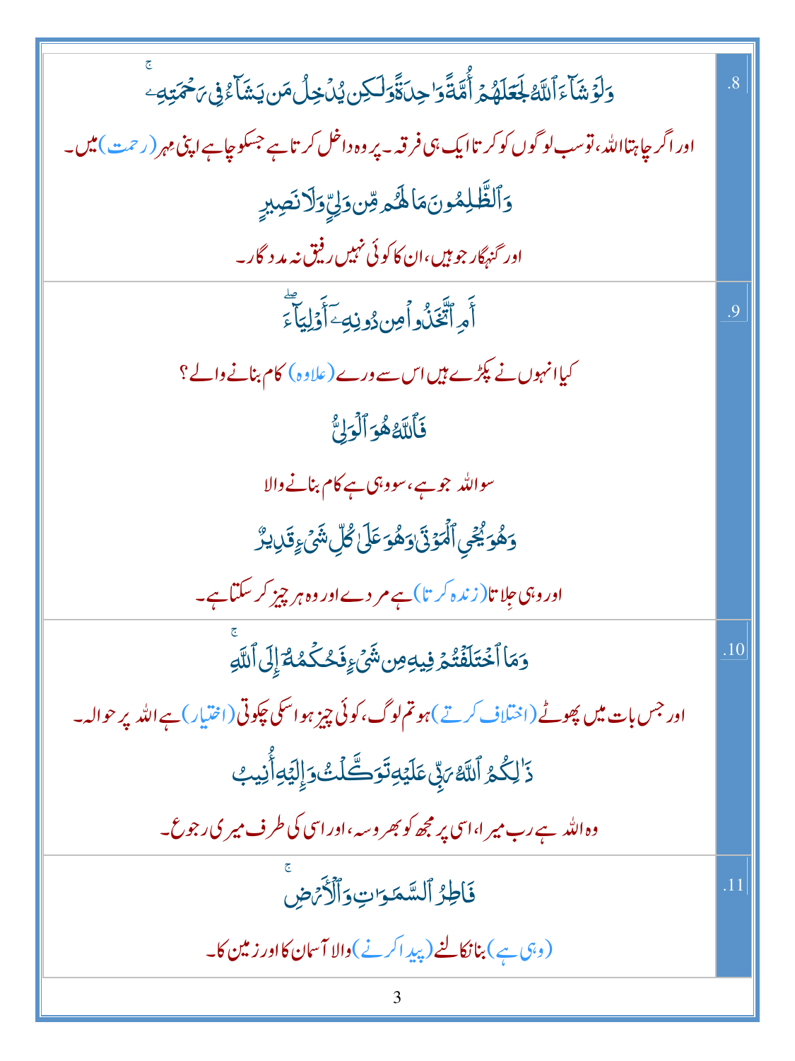| | |
|---|---|
| .8 | وَلَوْ شَآءَ ٱللَّهُ لَجَعَلَهُمْ أُمَّةً وَٰحِدَةً وَلَٰكِن يُدْخِلُ مَن يَشَآءُ فِى رَحْمَتِهِۦ ۚ<br>اور اگر چاہتا اللہ، تو سب لوگوں کو کرتا ایک ہی فرقہ۔ پر وہ داخل کرتا ہے جسکو چاہے اپنی مہر (رحمت) میں۔<br>وَٱلظَّٰلِمُونَ مَا لَهُم مِّن وَلِىٍّ وَلَا نَصِيرٍ<br>اور گنہگار جو ہیں، ان کا کوئی نہیں رفیق نہ مددگار۔ |
| .9 | أَمِ ٱتَّخَذُوا۟ مِن دُونِهِۦٓ أَوْلِيَآءَ ۖ<br>کیا انہوں نے پکڑے ہیں اس سے ورے (علاوہ) کام بنانے والے؟<br>فَٱللَّهُ هُوَ ٱلْوَلِىُّ<br>سو اللہ جو ہے، سو وہی ہے کام بنانے والا<br>وَهُوَ يُحْىِ ٱلْمَوْتَىٰ وَهُوَ عَلَىٰ كُلِّ شَىْءٍ قَدِيرٌ<br>اور وہی جلاتا (زندہ کرتا) ہے مردے اور وہ ہر چیز کر سکتا ہے۔ |
| .10 | وَمَا ٱخْتَلَفْتُمْ فِيهِ مِن شَىْءٍ فَحُكْمُهُۥٓ إِلَى ٱللَّهِ ۚ<br>اور جس بات میں جھوٹے (اختلاف کرتے) ہو تم لوگ، کوئی چیز ہو اسکی چکوتی (اختیار) ہے اللہ پر حوالہ۔<br>ذَٰلِكُمُ ٱللَّهُ رَبِّى عَلَيْهِ تَوَكَّلْتُ وَإِلَيْهِ أُنِيبُ<br>وہ اللہ ہے رب میرا، اسی پر مجھ کو بھروسہ، اور اسی کی طرف میری رجوع۔ |
| .11 | فَاطِرُ ٱلسَّمَٰوَٰتِ وَٱلْأَرْضِ ۚ<br>(وہی ہے) بنا نکالنے (پیدا کرنے) والا آسمان کا اور زمین کا۔ |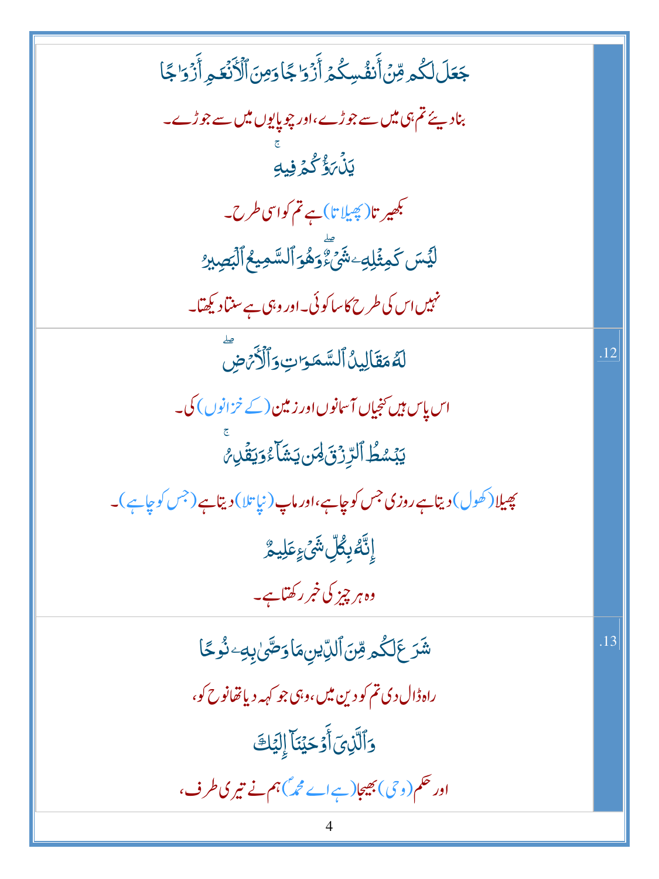| | |
|---|---|
| جَعَلَ لَكُم مِّنْ أَنفُسِكُمْ أَزْوَٰجًا وَمِنَ ٱلْأَنْعَٰمِ أَزْوَٰجًا<br><br>بنا دیئے تم ہی میں سے جوڑے، اور چوپایوں میں سے جوڑے۔<br><br>يَذْرَؤُكُمْ فِيهِ ۚ<br><br>بکھیرتا (پھیلاتا) ہے تم کو اسی طرح۔<br><br>لَيْسَ كَمِثْلِهِۦ شَىْءٌ ۖ وَهُوَ ٱلسَّمِيعُ ٱلْبَصِيرُ<br><br>نہیں اس کی طرح کا سا کوئی۔ اور وہی ہے سنتا دیکھتا۔ | |
| لَهُۥ مَقَالِيدُ ٱلسَّمَٰوَٰتِ وَٱلْأَرْضِ ۖ<br><br>اس پاس ہیں کنجیاں آسمانوں اور زمین (کے خزانوں) کی۔<br><br>يَبْسُطُ ٱلرِّزْقَ لِمَن يَشَآءُ وَيَقْدِرُ ۚ<br><br>پھیلا (کھول) دیتا ہے روزی جس کو چاہے، اور ماپ (نپا تلا) دیتا ہے (جس کو چاہے)۔<br><br>إِنَّهُۥ بِكُلِّ شَىْءٍ عَلِيمٌ<br><br>وہ ہر چیز کی خبر رکھتا ہے۔ | .12 |
| شَرَعَ لَكُم مِّنَ ٱلدِّينِ مَا وَصَّىٰ بِهِۦ نُوحًا<br><br>راہ ڈال دی تم کو دین میں، وہی جو کہہ دیا تھا نوح کو،<br><br>وَٱلَّذِىٓ أَوْحَيْنَآ إِلَيْكَ<br><br>اور حکم (وحی) بھیجا (ہے اے محمدؐ) ہم نے تیری طرف، | .13 |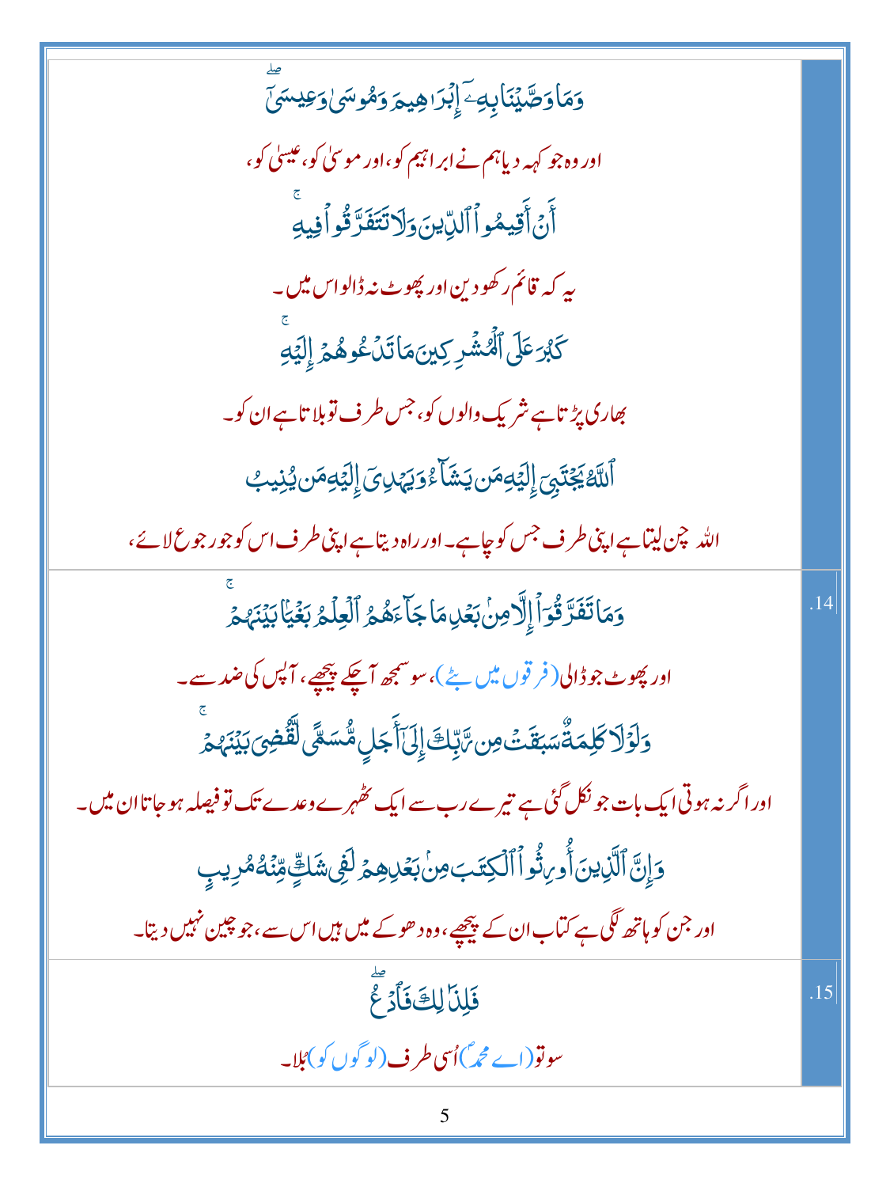| | |
|---|---|
| وَمَا وَصَّيْنَا بِهِۦٓ إِبْرَٰهِيمَ وَمُوسَىٰ وَعِيسَىٰٓ ۖ<br>اور وہ جو کہہ دیا ہم نے ابراہیم کو، اور موسیٰ کو، عیسیٰ کو،<br>أَنْ أَقِيمُوا۟ ٱلدِّينَ وَلَا تَتَفَرَّقُوا۟ فِيهِ ۚ<br>یہ کہ قائم رکھو دین اور پھوٹ نہ ڈالو اس میں۔<br>كَبُرَ عَلَى ٱلْمُشْرِكِينَ مَا تَدْعُوهُمْ إِلَيْهِ ۚ<br>بھاری پڑتا ہے شریک والوں کو، جس طرف تو بلاتا ہے ان کو۔<br>ٱللَّهُ يَجْتَبِىٓ إِلَيْهِ مَن يَشَآءُ وَيَهْدِىٓ إِلَيْهِ مَن يُنِيبُ<br>اللہ چن لیتا ہے اپنی طرف جس کو چاہے۔ اور راہ دیتا ہے اپنی طرف اس کو جو رجوع لائے، | |
| وَمَا تَفَرَّقُوٓا۟ إِلَّا مِنۢ بَعْدِ مَا جَآءَهُمُ ٱلْعِلْمُ بَغْيًۢا بَيْنَهُمْ ۚ<br>اور پھوٹ جو ڈالی (فرقوں میں بٹے)، سو سمجھ آچکے پیچھے، آپس کی ضد سے۔<br>وَلَوْلَا كَلِمَةٌ سَبَقَتْ مِن رَّبِّكَ إِلَىٰٓ أَجَلٍ مُّسَمًّى لَّقُضِىَ بَيْنَهُمْ ۚ<br>اور اگر نہ ہوتی ایک بات جو نکل گئی ہے تیرے رب سے ایک ٹھہرے وعدے تک تو فیصلہ ہو جاتا ان میں۔<br>وَإِنَّ ٱلَّذِينَ أُورِثُوا۟ ٱلْكِتَٰبَ مِنۢ بَعْدِهِمْ لَفِى شَكٍّ مِّنْهُ مُرِيبٍ<br>اور جن کو ہاتھ لگی ہے کتاب ان کے پیچھے، وہ دھوکے میں ہیں اس سے، جو چین نہیں دیتا۔ | .14 |
| فَلِذَٰلِكَ فَٱدْعُ ۖ<br>سو تو (اے محمدؐ) اُسی طرف (لوگوں کو) بُلا۔ | .15 |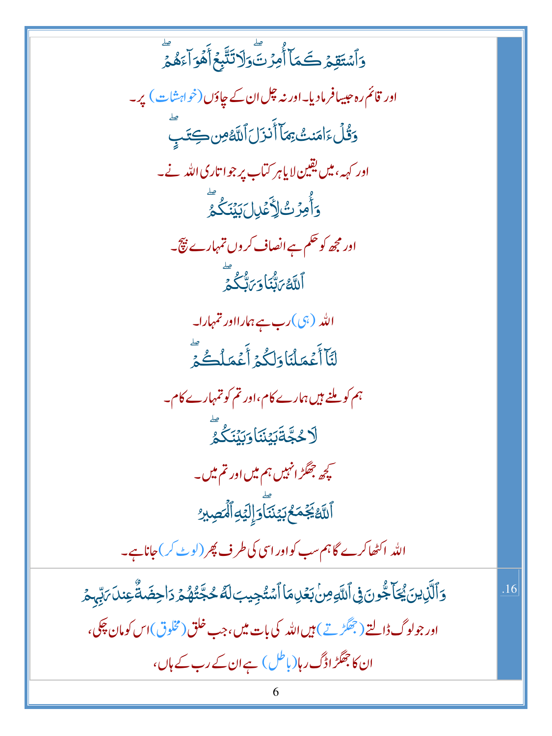وَٱسۡتَقِمۡ كَمَآ أُمِرۡتَۖ وَلَا تَتَّبِعۡ أَهۡوَآءَهُمۡۖ

اور قائم رہ جیسا فرما دیا۔ اور نہ چل ان کے چاؤں (خواہشات) پر۔

وَقُلۡ ءَامَنتُ بِمَآ أَنزَلَ ٱللَّهُ مِن كِتَٰبٍۖ

اور کہہ، میں یقین لایا ہر کتاب پر جو اتاری اللہ نے۔

وَأُمِرۡتُ لِأَعۡدِلَ بَيۡنَكُمُۖ

اور مجھ کو حکم ہے انصاف کروں تمہارے بیچ۔

ٱللَّهُ رَبُّنَا وَرَبُّكُمۡۖ

اللہ (ہی) رب ہے ہمارا اور تمہارا۔

لَنَآ أَعۡمَٰلُنَا وَلَكُمۡ أَعۡمَٰلُكُمۡۖ

ہم کو ملنے ہیں ہمارے کام، اور تم کو تمہارے کام۔

لَا حُجَّةَ بَيۡنَنَا وَبَيۡنَكُمُۖ

کچھ جھگڑا نہیں ہم میں اور تم میں۔

ٱللَّهُ يَجۡمَعُ بَيۡنَنَاۖ وَإِلَيۡهِ ٱلۡمَصِيرُ

اللہ اکٹھا کرے گا ہم سب کو اور اسی کی طرف پھر (لوٹ کر) جانا ہے۔

.16 وَٱلَّذِينَ يُحَآجُّونَ فِي ٱللَّهِ مِنۢ بَعۡدِ مَا ٱسۡتُجِيبَ لَهُۥ حُجَّتُهُمۡ دَاحِضَةٌ عِندَ رَبِّهِمۡ

اور جو لوگ ڈالتے (جھگڑتے) ہیں اللہ کی بات میں، جب خلق (مخلوق) اس کو مان چکی، ان کا جھگڑا اڈگ رہا (باطل) ہے ان کے رب کے ہاں،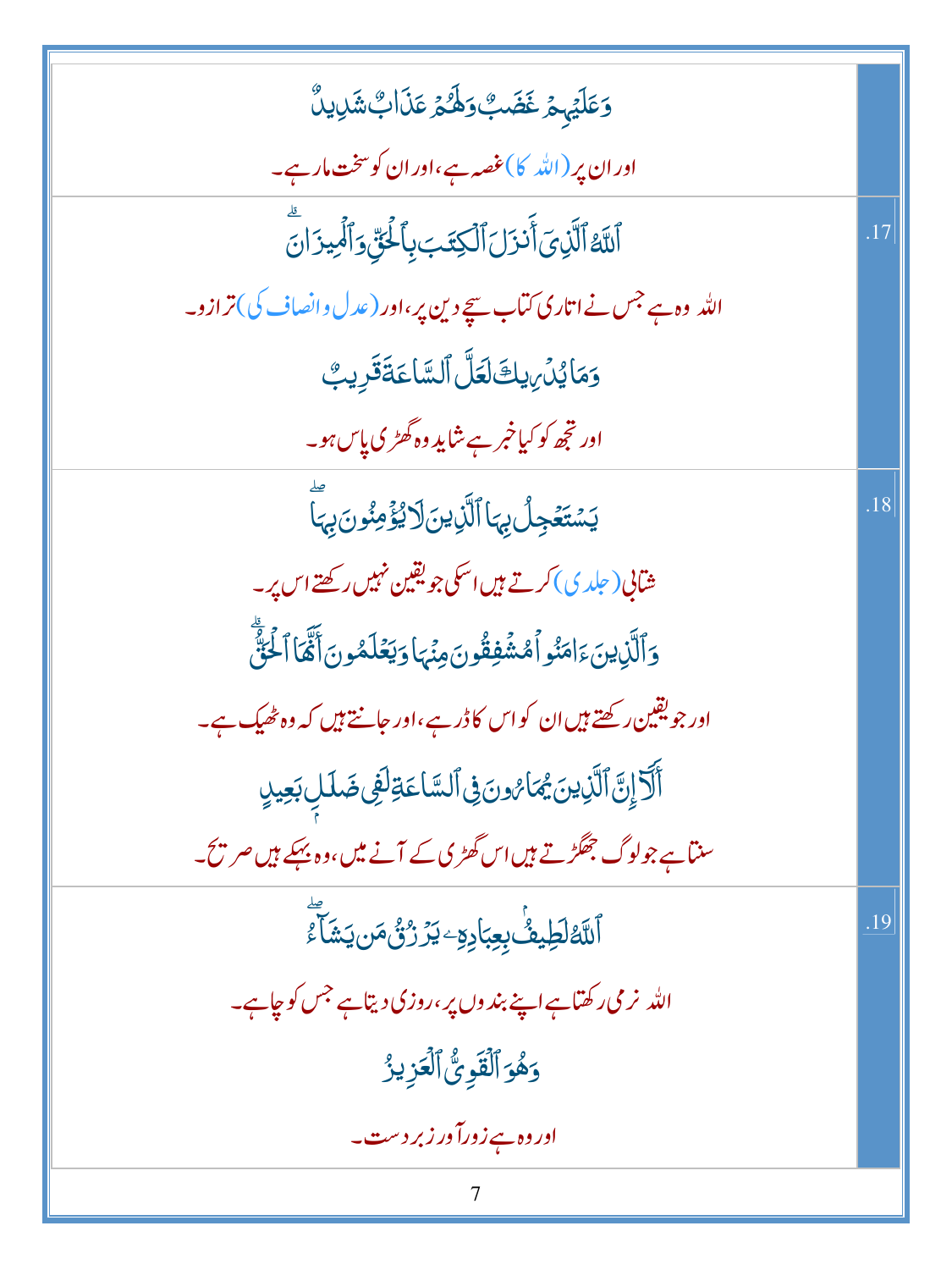| | |
|---|---|
| وَعَلَيۡهِمۡ غَضَبٌ وَلَهُمۡ عَذَابٌ شَدِيدٌ<br><br>اور ان پر (اللہ کا) غصہ ہے، اور ان کو سخت مار ہے۔ | |
| ٱللَّهُ ٱلَّذِيٓ أَنزَلَ ٱلۡكِتَٰبَ بِٱلۡحَقِّ وَٱلۡمِيزَانَۗ<br><br>اللہ وہ ہے جس نے اتاری کتاب سچے دین پر، اور (عدل وانصاف کی) ترازو۔<br><br>وَمَا يُدۡرِيكَ لَعَلَّ ٱلسَّاعَةَ قَرِيبٌ<br><br>اور تجھ کو کیا خبر ہے شاید وہ گھڑی پاس ہو۔ | .17 |
| يَسۡتَعۡجِلُ بِهَا ٱلَّذِينَ لَا يُؤۡمِنُونَ بِهَاۖ<br><br>شتابی (جلدی) کرتے ہیں اسکی جو یقین نہیں رکھتے اس پر۔<br><br>وَٱلَّذِينَ ءَامَنُواْ مُشۡفِقُونَ مِنۡهَا وَيَعۡلَمُونَ أَنَّهَا ٱلۡحَقُّۗ<br><br>اور جو یقین رکھتے ہیں ان کو اس کا ڈر ہے، اور جانتے ہیں کہ وہ ٹھیک ہے۔<br><br>أَلَآ إِنَّ ٱلَّذِينَ يُمَارُونَ فِي ٱلسَّاعَةِ لَفِي ضَلَٰلِۭ بَعِيدٍ<br><br>سنتا ہے جو لوگ جھگڑتے ہیں اس گھڑی کے آنے میں، وہ بہکے ہیں صریح۔ | .18 |
| ٱللَّهُ لَطِيفُۢ بِعِبَادِهِۦ يَرۡزُقُ مَن يَشَآءُۖ<br><br>اللہ نرمی رکھتا ہے اپنے بندوں پر، روزی دیتا ہے جس کو چاہے۔<br><br>وَهُوَ ٱلۡقَوِيُّ ٱلۡعَزِيزُ<br><br>اور وہ ہے زورآور زبردست۔ | .19 |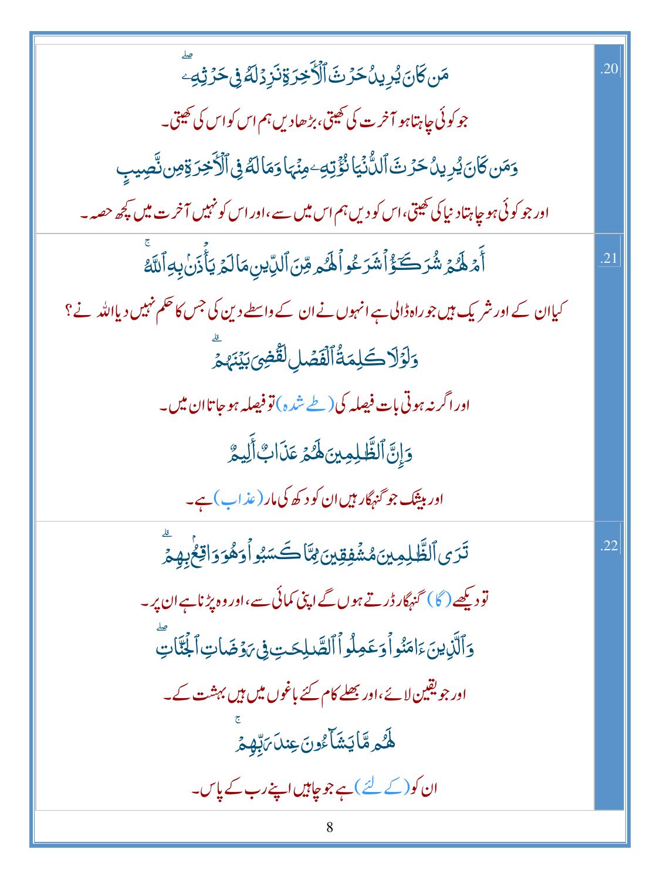| | |
|---|---|
| مَن كَانَ يُرِيدُ حَرْثَ ٱلْـَٔاخِرَةِ نَزِدْ لَهُۥ فِى حَرْثِهِۦ ۖ<br><br>جو کوئی چاہتا ہو آخرت کی کھیتی، بڑھادیں ہم اس کو اس کی کھیتی۔<br><br>وَمَن كَانَ يُرِيدُ حَرْثَ ٱلدُّنْيَا نُؤْتِهِۦ مِنْهَا وَمَا لَهُۥ فِى ٱلْـَٔاخِرَةِ مِن نَّصِيبٍ<br><br>اور جو کوئی ہو چاہتا دنیا کی کھیتی، اس کو دیں ہم اس میں سے، اور اس کو نہیں آخرت میں کچھ حصہ۔ | .20 |
| أَمْ لَهُمْ شُرَكَـٰٓؤُا۟ شَرَعُوا۟ لَهُم مِّنَ ٱلدِّينِ مَا لَمْ يَأْذَنۢ بِهِ ٱللَّهُ ۚ<br><br>کیاان کے اور شریک ہیں جو راہ ڈالی ہے انہوں نے ان کے واسطے دین کی جس کا حکم نہیں دیا اللہ نے؟<br><br>وَلَوْلَا كَلِمَةُ ٱلْفَصْلِ لَقُضِىَ بَيْنَهُمْ ۗ<br><br>اور اگر نہ ہوتی بات فیصلہ کی (طے شدہ) تو فیصلہ ہو جاتا ان میں۔<br><br>وَإِنَّ ٱلظَّـٰلِمِينَ لَهُمْ عَذَابٌ أَلِيمٌ<br><br>اور بیشک جو گنہگار ہیں ان کو دکھ کی مار (عذاب) ہے۔ | .21 |
| تَرَى ٱلظَّـٰلِمِينَ مُشْفِقِينَ مِمَّا كَسَبُوا۟ وَهُوَ وَاقِعٌۢ بِهِمْ ۗ<br><br>تو دیکھے (گا) گنہگار ڈرتے ہوں گے اپنی کمائی سے، اور وہ پڑنا ہے ان پر۔<br><br>وَٱلَّذِينَ ءَامَنُوا۟ وَعَمِلُوا۟ ٱلصَّـٰلِحَـٰتِ فِى رَوْضَاتِ ٱلْجَنَّاتِ ۖ<br><br>اور جو یقین لائے، اور بھلے کام کئے باغوں میں ہیں بہشت کے۔<br><br>لَهُم مَّا يَشَآءُونَ عِندَ رَبِّهِمْ ۚ<br><br>ان کو (کے لئے) ہے جو چاہیں اپنے رب کے پاس۔ | .22 |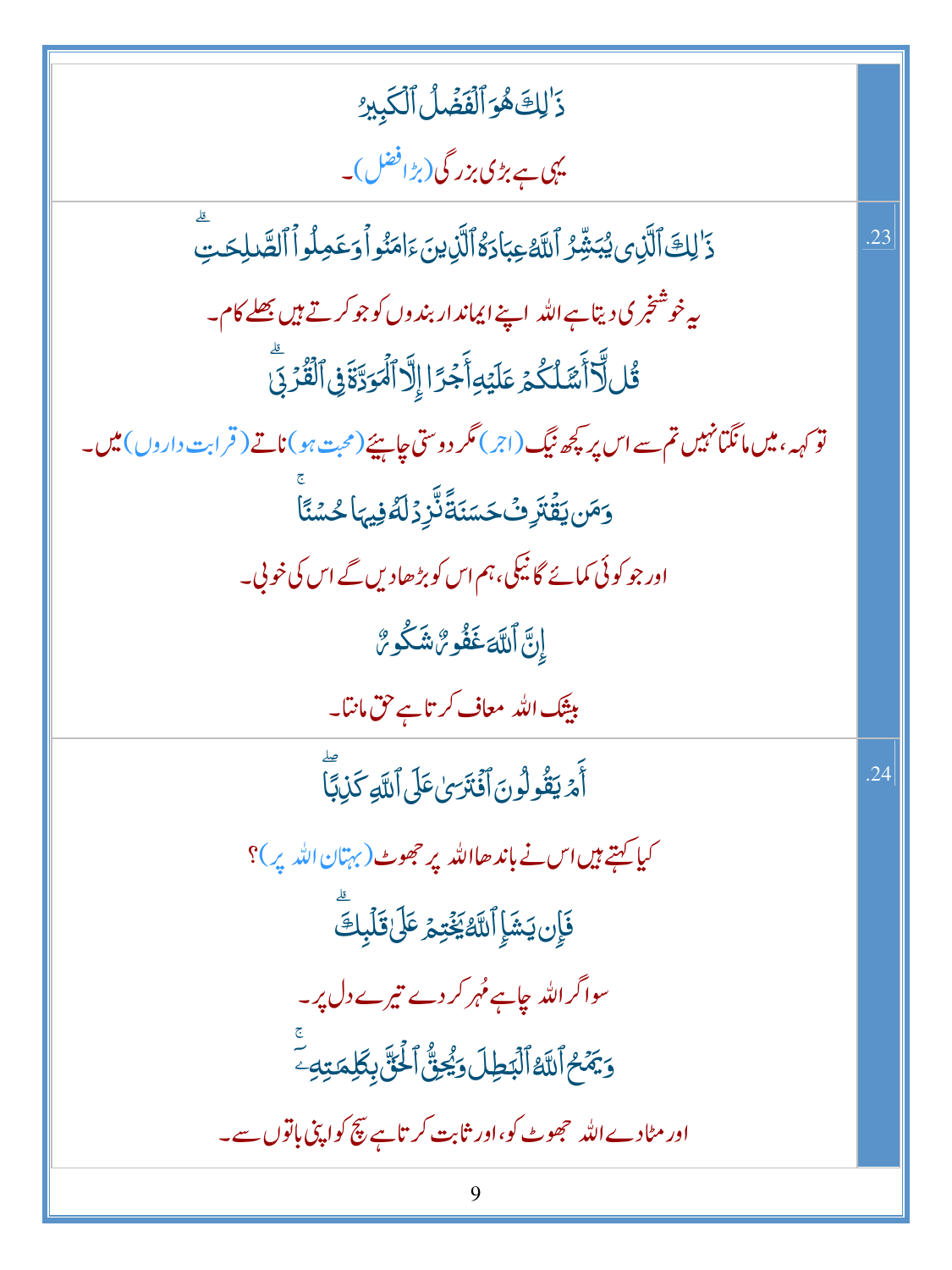| | |
|---|---|
| ذَٰلِكَ هُوَ ٱلْفَضْلُ ٱلْكَبِيرُ<br><br>یہی ہے بڑی بزرگی (بڑا فضل)۔ | |
| ذَٰلِكَ ٱلَّذِى يُبَشِّرُ ٱللَّهُ عِبَادَهُ ٱلَّذِينَ ءَامَنُوا۟ وَعَمِلُوا۟ ٱلصَّٰلِحَٰتِ ۗ<br><br>یہ خوشخبری دیتا ہے اللہ اپنے ایماندار بندوں کو جو کرتے ہیں بھلے کام۔<br><br>قُل لَّآ أَسْـَٔلُكُمْ عَلَيْهِ أَجْرًا إِلَّا ٱلْمَوَدَّةَ فِى ٱلْقُرْبَىٰ ۗ<br><br>تو کہہ، میں مانگتا نہیں تم سے اس پر کچھ نیگ (اجر) مگر دوستی چاہیئے (محبت ہو) ناتے (قرابت داروں) میں۔<br><br>وَمَن يَقْتَرِفْ حَسَنَةً نَّزِدْ لَهُۥ فِيهَا حُسْنًا ۚ<br><br>اور جو کوئی کمائے گا نیکی، ہم اس کو بڑھادیں گے اس کی خوبی۔<br><br>إِنَّ ٱللَّهَ غَفُورٌ شَكُورٌ<br><br>بیشک اللہ معاف کرتا ہے حق مانتا۔ | .23 |
| أَمْ يَقُولُونَ ٱفْتَرَىٰ عَلَى ٱللَّهِ كَذِبًا ۖ<br><br>کیا کہتے ہیں اس نے باندھا اللہ پر جھوٹ (بہتان اللہ پر)؟<br><br>فَإِن يَشَإِ ٱللَّهُ يَخْتِمْ عَلَىٰ قَلْبِكَ ۗ<br><br>سو اگر اللہ چاہے مُہر کر دے تیرے دل پر۔<br><br>وَيَمْحُ ٱللَّهُ ٱلْبَٰطِلَ وَيُحِقُّ ٱلْحَقَّ بِكَلِمَٰتِهِۦٓ ۚ<br><br>اور مٹادے اللہ جھوٹ کو، اور ثابت کرتا ہے سچ کو اپنی باتوں سے۔ | .24 |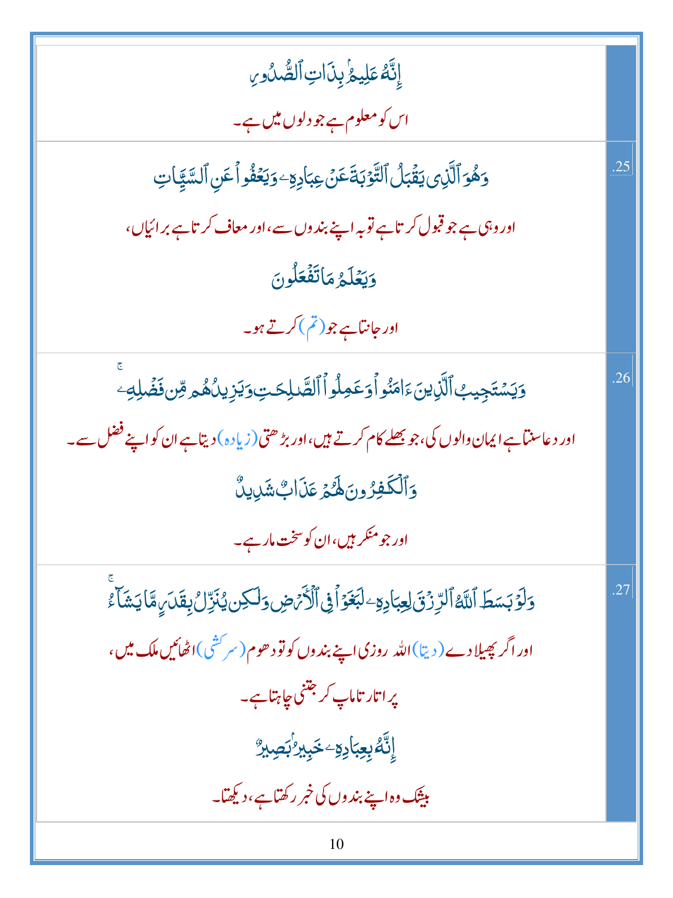| | |
|---|---|
| إِنَّهُۥ عَلِيمُۢ بِذَاتِ ٱلصُّدُورِ<br><br>اس کو معلوم ہے جو دلوں میں ہے۔ | |
| وَهُوَ ٱلَّذِى يَقْبَلُ ٱلتَّوْبَةَ عَنْ عِبَادِهِۦ وَيَعْفُوا۟ عَنِ ٱلسَّيِّـَٔاتِ<br><br>اور وہی ہے جو قبول کرتا ہے توبہ اپنے بندوں سے، اور معاف کرتا ہے برائیاں،<br><br>وَيَعْلَمُ مَا تَفْعَلُونَ<br><br>اور جانتا ہے جو (تم) کرتے ہو۔ | .25 |
| وَيَسْتَجِيبُ ٱلَّذِينَ ءَامَنُوا۟ وَعَمِلُوا۟ ٱلصَّـٰلِحَـٰتِ وَيَزِيدُهُم مِّن فَضْلِهِۦ ۚ<br><br>اور دعا سنتا ہے ایمان والوں کی، جو بھلے کام کرتے ہیں، اور بڑھتی (زیادہ) دیتا ہے ان کو اپنے فضل سے۔<br><br>وَٱلْكَـٰفِرُونَ لَهُمْ عَذَابٌ شَدِيدٌ<br><br>اور جو منکر ہیں، ان کو سخت مار ہے۔ | .26 |
| وَلَوْ بَسَطَ ٱللَّهُ ٱلرِّزْقَ لِعِبَادِهِۦ لَبَغَوْا۟ فِى ٱلْأَرْضِ وَلَـٰكِن يُنَزِّلُ بِقَدَرٍ مَّا يَشَآءُ ۚ<br><br>اور اگر پھیلا دے (دیتا) اللہ روزی اپنے بندوں کو تو دھوم (سرکشی) اٹھائیں ملک میں،<br><br>پر اتارتا ماپ کر جتنی چاہتا ہے۔<br><br>إِنَّهُۥ بِعِبَادِهِۦ خَبِيرٌۢ بَصِيرٌ<br><br>بیشک وہ اپنے بندوں کی خبر رکھتا ہے، دیکھتا۔ | .27 |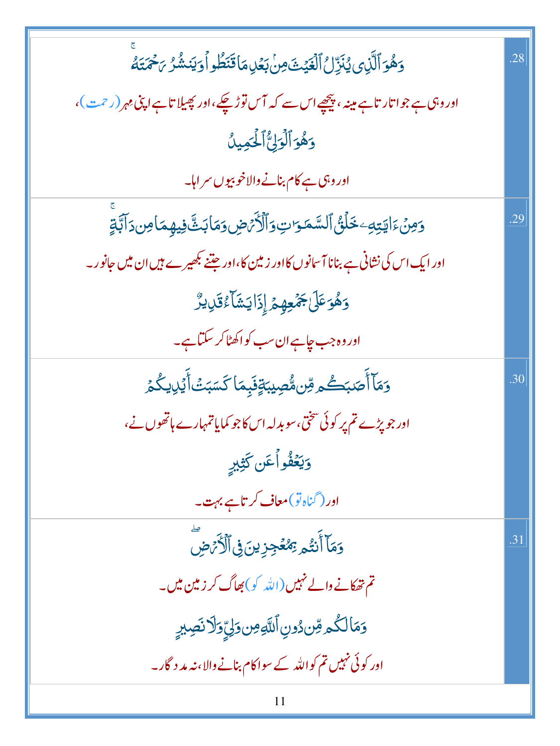| | |
|---|---|
| وَهُوَ ٱلَّذِى يُنَزِّلُ ٱلْغَيْثَ مِنۢ بَعْدِ مَا قَنَطُوا۟ وَيَنشُرُ رَحْمَتَهُۥ ۚ<br>اور وہی ہے جو اتارتا ہے مینہ، پیچھے اس سے کہ آس توڑ چکے، اور پھیلاتا ہے اپنی مِہر (رحمت)،<br>وَهُوَ ٱلْوَلِىُّ ٱلْحَمِيدُ<br>اور وہی ہے کام بنانے والا خوبیوں سراہا۔ | .28 |
| وَمِنْ ءَايَٰتِهِۦ خَلْقُ ٱلسَّمَٰوَٰتِ وَٱلْأَرْضِ وَمَا بَثَّ فِيهِمَا مِن دَآبَّةٍ ۚ<br>اور ایک اس کی نشانی ہے بنانا آسمانوں کا اور زمین کا، اور جتنے بکھیرے ہیں ان میں جانور۔<br>وَهُوَ عَلَىٰ جَمْعِهِمْ إِذَا يَشَآءُ قَدِيرٌ<br>اور وہ جب چاہے ان سب کو اکٹھا کر سکتا ہے۔ | .29 |
| وَمَآ أَصَٰبَكُم مِّن مُّصِيبَةٍ فَبِمَا كَسَبَتْ أَيْدِيكُمْ<br>اور جو پڑے تم پر کوئی سختی، سو بدلہ اس کا جو کمایا تمہارے ہاتھوں نے،<br>وَيَعْفُوا۟ عَن كَثِيرٍ<br>اور (گناہ تو) معاف کرتا ہے بہت۔ | .30 |
| وَمَآ أَنتُم بِمُعْجِزِينَ فِى ٱلْأَرْضِ ۖ<br>تم تھکانے والے نہیں (اللہ کو) بھاگ کر زمین میں۔<br>وَمَا لَكُم مِّن دُونِ ٱللَّهِ مِن وَلِىٍّ وَلَا نَصِيرٍ<br>اور کوئی نہیں تم کو اللہ کے سوا کام بنانے والا، نہ مددگار۔ | .31 |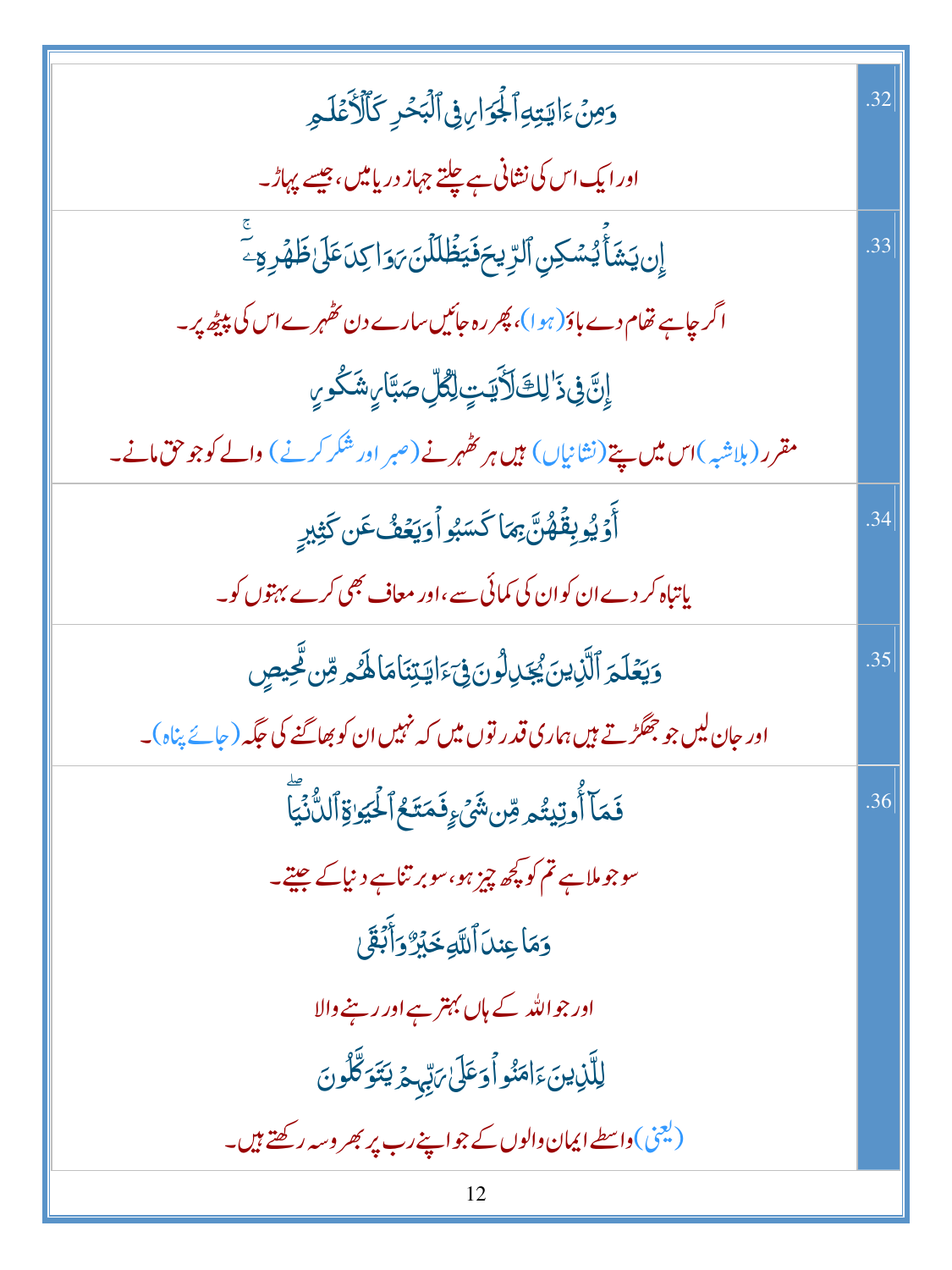| | |
|---|---|
| وَمِنْ ءَايَٰتِهِ ٱلْجَوَارِ فِى ٱلْبَحْرِ كَٱلْأَعْلَٰمِ<br><br>اور ایک اس کی نشانی ہے چلتے جہاز دریا میں، جیسے پہاڑ۔ | .32 |
| إِن يَشَأْ يُسْكِنِ ٱلرِّيحَ فَيَظْلَلْنَ رَوَاكِدَ عَلَىٰ ظَهْرِهِۦٓ<br><br>اگر چاہے تھام دے باؤ (ہوا)، پھر رہ جائیں سارے دن ٹھہرے اس کی پیٹھ پر۔<br><br>إِنَّ فِى ذَٰلِكَ لَءَايَٰتٍ لِّكُلِّ صَبَّارٍ شَكُورٍ<br><br>مقرر (بلاشبہ) اس میں پتے (نشانیاں) ہیں ہر ٹھہرنے (صبر اور شکر کرنے) والے کو جو حق مانے۔ | .33 |
| أَوْ يُوبِقْهُنَّ بِمَا كَسَبُوا۟ وَيَعْفُ عَن كَثِيرٍ<br><br>یا تباہ کر دے ان کو ان کی کمائی سے، اور معاف بھی کرے بہتوں کو۔ | .34 |
| وَيَعْلَمَ ٱلَّذِينَ يُجَٰدِلُونَ فِىٓ ءَايَٰتِنَا مَا لَهُم مِّن مَّحِيصٍ<br><br>اور جان لیں جو جھگڑتے ہیں ہماری قدرتوں میں کہ نہیں ان کو بھاگنے کی جگہ (جائے پناہ)۔ | .35 |
| فَمَآ أُوتِيتُم مِّن شَىْءٍ فَمَتَٰعُ ٱلْحَيَوٰةِ ٱلدُّنْيَا<br><br>سو جو ملا ہے تم کو کچھ چیز ہو، سو برتنا ہے دنیا کے جیتے۔<br><br>وَمَا عِندَ ٱللَّهِ خَيْرٌ وَأَبْقَىٰ<br><br>اور جو اللہ کے ہاں بہتر ہے اور رہنے والا<br><br>لِلَّذِينَ ءَامَنُوا۟ وَعَلَىٰ رَبِّهِمْ يَتَوَكَّلُونَ<br><br>(یعنی) واسطے ایمان والوں کے جو اپنے رب پر بھروسہ رکھتے ہیں۔ | .36 |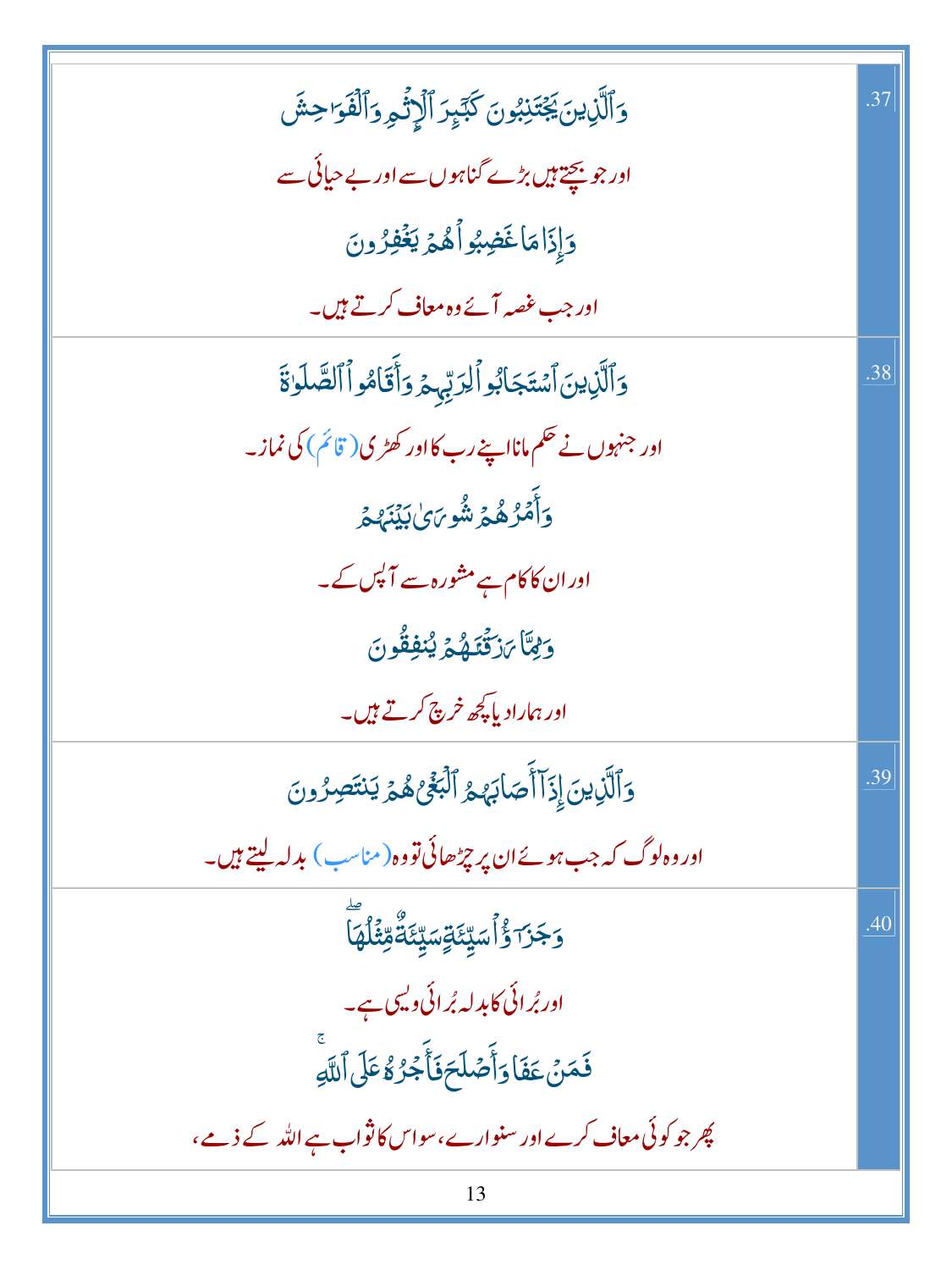| | |
|---|---|
| وَٱلَّذِينَ يَجۡتَنِبُونَ كَبَٰٓئِرَ ٱلۡإِثۡمِ وَٱلۡفَوَٰحِشَ<br>اور جو بچتے ہیں بڑے گناہوں سے اور بے حیائی سے<br>وَإِذَا مَا غَضِبُواْ هُمۡ يَغۡفِرُونَ<br>اور جب غصہ آئے وہ معاف کرتے ہیں۔ | .37 |
| وَٱلَّذِينَ ٱسۡتَجَابُواْ لِرَبِّهِمۡ وَأَقَامُواْ ٱلصَّلَوٰةَ<br>اور جنہوں نے حکم مانا اپنے رب کا اور کھڑی (قائم) کی نماز۔<br>وَأَمۡرُهُمۡ شُورَىٰ بَيۡنَهُمۡ<br>اور ان کا کام ہے مشورہ سے آپس کے۔<br>وَمِمَّا رَزَقۡنَٰهُمۡ يُنفِقُونَ<br>اور ہمارا دیا کچھ خرچ کرتے ہیں۔ | .38 |
| وَٱلَّذِينَ إِذَآ أَصَابَهُمُ ٱلۡبَغۡيُ هُمۡ يَنتَصِرُونَ<br>اور وہ لوگ کہ جب ہوئے ان پر چڑھائی تو وہ (مناسب) بدلہ لیتے ہیں۔ | .39 |
| وَجَزَٰٓؤُاْ سَيِّئَةٖ سَيِّئَةٞ مِّثۡلُهَاۖ<br>اور بُرائی کا بدلہ بُرائی ویسی ہے۔<br>فَمَنۡ عَفَا وَأَصۡلَحَ فَأَجۡرُهُۥ عَلَى ٱللَّهِۚ<br>پھر جو کوئی معاف کرے اور سنوارے، سو اس کا ثواب ہے اللہ کے ذمے، | .40 |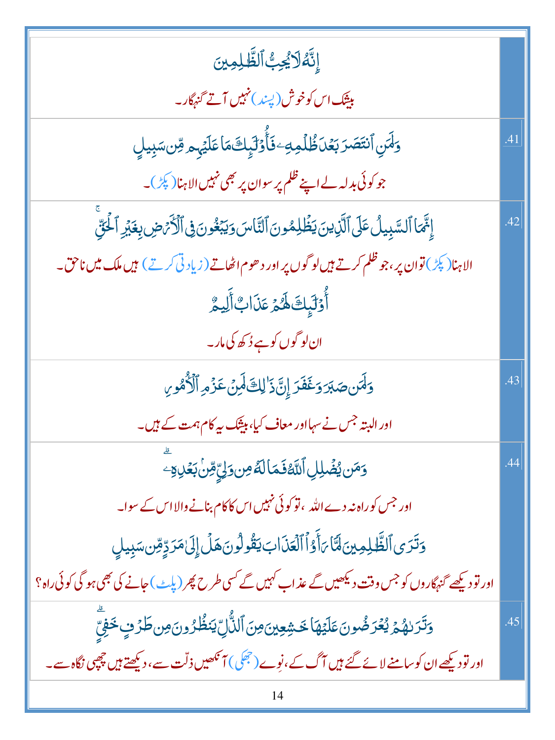| | |
|---|---|
| إِنَّهُۥ لَا يُحِبُّ ٱلظَّٰلِمِينَ<br>بیشک اس کو خوش (پسند) نہیں آتے گنہگار۔ | |
| وَلَمَنِ ٱنتَصَرَ بَعْدَ ظُلْمِهِۦ فَأُو۟لَٰٓئِكَ مَا عَلَيْهِم مِّن سَبِيلٍ<br>جو کوئی بدلہ لے اپنے ظلم پر سو ان پر بھی نہیں الاہنا (پکڑ)۔ | .41 |
| إِنَّمَا ٱلسَّبِيلُ عَلَى ٱلَّذِينَ يَظْلِمُونَ ٱلنَّاسَ وَيَبْغُونَ فِى ٱلْأَرْضِ بِغَيْرِ ٱلْحَقِّ<br>الاہنا (پکڑ) تو ان پر، جو ظلم کرتے ہیں لوگوں پر اور دھوم اٹھاتے (زیادتی کرتے) ہیں ملک میں ناحق۔<br>أُو۟لَٰٓئِكَ لَهُمْ عَذَابٌ أَلِيمٌ<br>ان لوگوں کو ہے دُکھ کی مار۔ | .42 |
| وَلَمَن صَبَرَ وَغَفَرَ إِنَّ ذَٰلِكَ لَمِنْ عَزْمِ ٱلْأُمُورِ<br>اور البتہ جس نے سہا اور معاف کیا، بیشک یہ کام ہمت کے ہیں۔ | .43 |
| وَمَن يُضْلِلِ ٱللَّهُ فَمَا لَهُۥ مِن وَلِىٍّ مِّنۢ بَعْدِهِۦ<br>اور جس کو راہ نہ دے اللہ، تو کوئی نہیں اس کا کام بنانے والا اس کے سوا۔<br>وَتَرَى ٱلظَّٰلِمِينَ لَمَّا رَأَوُا۟ ٱلْعَذَابَ يَقُولُونَ هَلْ إِلَىٰ مَرَدٍّ مِّن سَبِيلٍ<br>اور تو دیکھے گنہگاروں کو جس وقت دیکھیں گے عذاب کہیں گے کسی طرح پھر (پلٹ) جانے کی بھی ہو گی کوئی راہ؟ | .44 |
| وَتَرَىٰهُمْ يُعْرَضُونَ عَلَيْهَا خَٰشِعِينَ مِنَ ٱلذُّلِّ يَنظُرُونَ مِن طَرْفٍ خَفِىٍّ<br>اور تو دیکھے ان کو سامنے لائے گئے ہیں آگ کے، نِوے (جھکی) آنکھیں ذلّت سے، دیکھتے ہیں چھپی نگاہ سے۔ | .45 |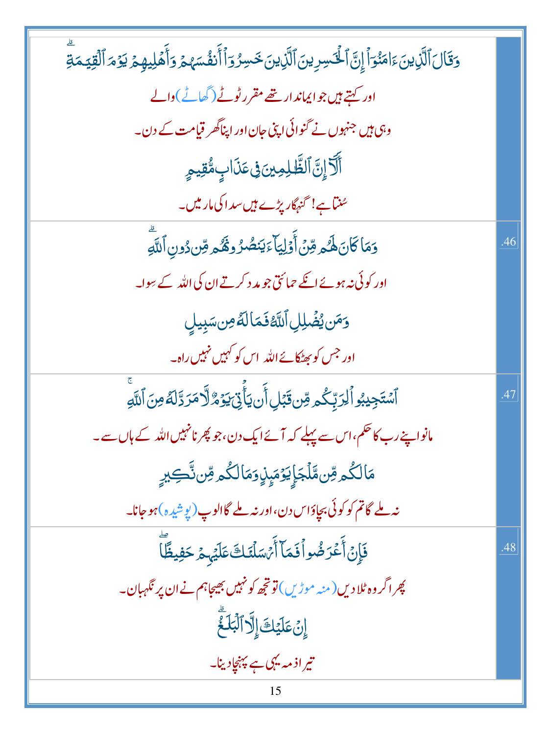| | |
|---|---|
| وَقَالَ ٱلَّذِينَ ءَامَنُوٓا۟ إِنَّ ٱلْخَـٰسِرِينَ ٱلَّذِينَ خَسِرُوٓا۟ أَنفُسَهُمْ وَأَهْلِيهِمْ يَوْمَ ٱلْقِيَـٰمَةِ ۗ<br>اور کہتے ہیں جو ایماندار تھے مقرر ٹوٹے (گھاٹے) والے<br>وہی ہیں جنہوں نے گنوائی اپنی جان اور اپناگھر قیامت کے دن۔<br>أَلَآ إِنَّ ٱلظَّـٰلِمِينَ فِى عَذَابٍ مُّقِيمٍ<br>سُنتا ہے! گنہگار پڑے ہیں سدا کی مار میں۔ | |
| وَمَا كَانَ لَهُم مِّنْ أَوْلِيَآءَ يَنصُرُونَهُم مِّن دُونِ ٱللَّهِ ۗ<br>اور کوئی نہ ہوئے انکے حمائتی جو مدد کرتے ان کی اللہ کے سِوا۔<br>وَمَن يُضْلِلِ ٱللَّهُ فَمَا لَهُۥ مِن سَبِيلٍ<br>اور جس کو بھٹکائے اللہ اس کو کہیں نہیں راہ۔ | .46 |
| ٱسْتَجِيبُوا۟ لِرَبِّكُم مِّن قَبْلِ أَن يَأْتِىَ يَوْمٌ لَّا مَرَدَّ لَهُۥ مِنَ ٱللَّهِ ۚ<br>مانو اپنے رب کا حکم، اس سے پہلے کہ آئے ایک دن، جو پھرنا نہیں اللہ کے ہاں سے۔<br>مَا لَكُم مِّن مَّلْجَإٍ يَوْمَئِذٍ وَمَا لَكُم مِّن نَّكِيرٍ<br>نہ ملے گا تم کو کوئی بچاؤ اس دن، اور نہ ملے گا الوپ (پوشیدہ) ہو جانا۔ | .47 |
| فَإِنْ أَعْرَضُوا۟ فَمَآ أَرْسَلْنَـٰكَ عَلَيْهِمْ حَفِيظًا ۖ<br>پھر اگر وہ ٹلا دیں (منہ موڑیں) تو تجھ کو نہیں بھیجا ہم نے ان پر نگہبان۔<br>إِنْ عَلَيْكَ إِلَّا ٱلْبَلَـٰغُ ۗ<br>تیرا ذمہ یہی ہے پہنچا دینا۔ | .48 |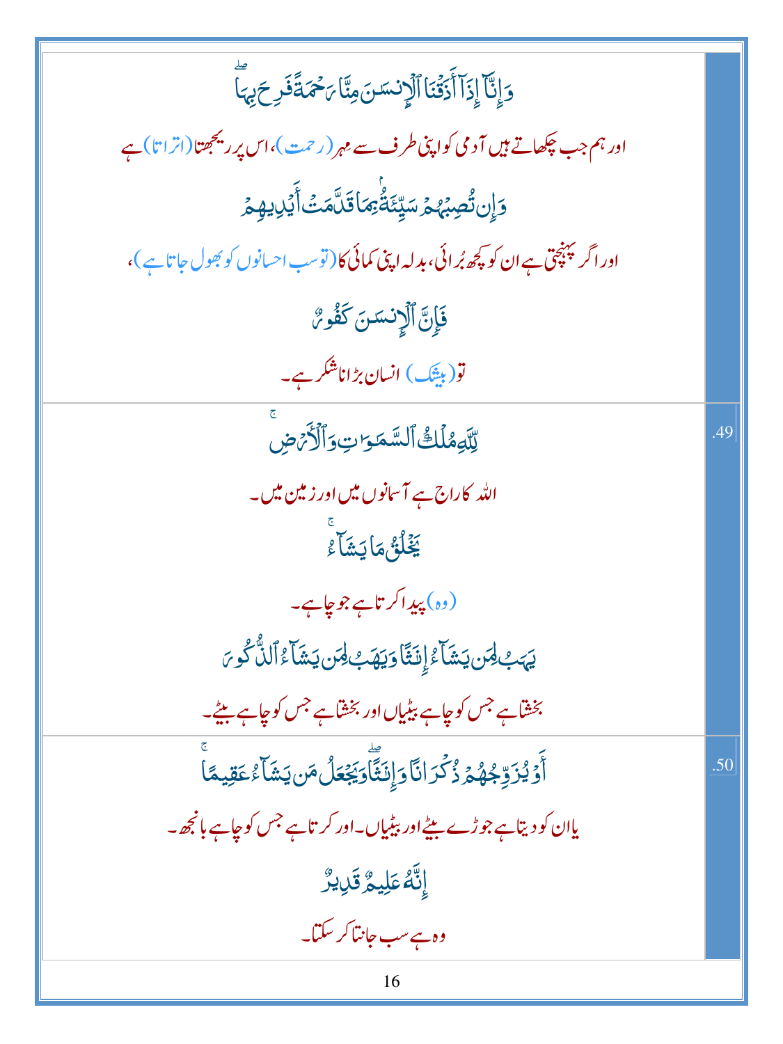| | |
|---|---|
| وَإِنَّآ إِذَآ أَذَقْنَا ٱلْإِنسَـٰنَ مِنَّا رَحْمَةً فَرِحَ بِهَا ۖ<br><br>اور ہم جب چکھاتے ہیں آدمی کو اپنی طرف سے مہر (رحمت)، اس پر ریجھتا (اتراتا) ہے<br><br>وَإِن تُصِبْهُمْ سَيِّئَةٌۢ بِمَا قَدَّمَتْ أَيْدِيهِمْ<br><br>اور اگر پہنچتی ہے ان کو کچھ بُرائی، بدلہ اپنی کمائی کا (توسب احسانوں کو بھول جاتا ہے)،<br><br>فَإِنَّ ٱلْإِنسَـٰنَ كَفُورٌ<br><br>تو (بیشک) انسان بڑا ناشکر ہے۔ | |
| لِّلَّهِ مُلْكُ ٱلسَّمَـٰوَٰتِ وَٱلْأَرْضِ ۚ<br><br>اللہ کا راج ہے آسمانوں میں اور زمین میں۔<br><br>يَخْلُقُ مَا يَشَآءُ ۚ<br><br>(وہ) پیدا کرتا ہے جو چاہے۔<br><br>يَهَبُ لِمَن يَشَآءُ إِنَـٰثًا وَيَهَبُ لِمَن يَشَآءُ ٱلذُّكُورَ<br><br>بخشتا ہے جس کو چاہے بیٹیاں اور بخشتا ہے جس کو چاہے بیٹے۔ | .49 |
| أَوْ يُزَوِّجُهُمْ ذُكْرَانًا وَإِنَـٰثًا ۖ وَيَجْعَلُ مَن يَشَآءُ عَقِيمًا ۚ<br><br>یا ان کو دیتا ہے جوڑے بیٹے اور بیٹیاں۔ اور کر تا ہے جس کو چاہے بانجھ۔<br><br>إِنَّهُۥ عَلِيمٌ قَدِيرٌ<br><br>وہ ہے سب جانتا کر سکتا۔ | .50 |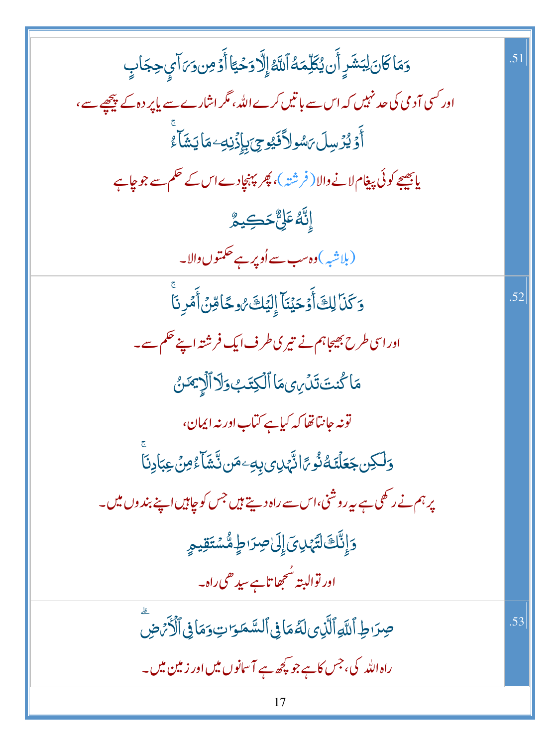| | |
|---|---|
| وَمَا كَانَ لِبَشَرٍ أَن يُكَلِّمَهُ ٱللَّهُ إِلَّا وَحْيًا أَوْ مِن وَرَآئِ حِجَابٍ<br>اور کسی آدمی کی حد نہیں کہ اس سے باتیں کرے اللہ، مگر اشارے سے یا پردہ کے پیچھے سے،<br>أَوْ يُرْسِلَ رَسُولًا فَيُوحِىَ بِإِذْنِهِۦ مَا يَشَآءُ<br>یا بھیجے کوئی پیغام لانے والا (فرشتہ)، پھر پہنچادے اس کے حکم سے جو چاہے<br>إِنَّهُۥ عَلِىٌّ حَكِيمٌ<br>(بلاشبہ) وہ سب سے اُوپر ہے حکمتوں والا۔ | .51 |
| وَكَذَٰلِكَ أَوْحَيْنَآ إِلَيْكَ رُوحًا مِّنْ أَمْرِنَا<br>اور اسی طرح بھیجا ہم نے تیری طرف ایک فرشتہ اپنے حکم سے۔<br>مَا كُنتَ تَدْرِى مَا ٱلْكِتَٰبُ وَلَا ٱلْإِيمَٰنُ<br>تو نہ جانتا تھا کہ کیا ہے کتاب اور نہ ایمان،<br>وَلَٰكِن جَعَلْنَٰهُ نُورًا نَّهْدِى بِهِۦ مَن نَّشَآءُ مِنْ عِبَادِنَا<br>پر ہم نے رکھی ہے یہ روشنی، اس سے راہ دیتے ہیں جس کو چاہیں اپنے بندوں میں۔<br>وَإِنَّكَ لَتَهْدِىٓ إِلَىٰ صِرَٰطٍ مُّسْتَقِيمٍ<br>اور تو البتہ سُجھاتا ہے سیدھی راہ۔ | .52 |
| صِرَٰطِ ٱللَّهِ ٱلَّذِى لَهُۥ مَا فِى ٱلسَّمَٰوَٰتِ وَمَا فِى ٱلْأَرْضِ<br>راہ اللہ کی، جس کا ہے جو کچھ ہے آسمانوں میں اور زمین میں۔ | .53 |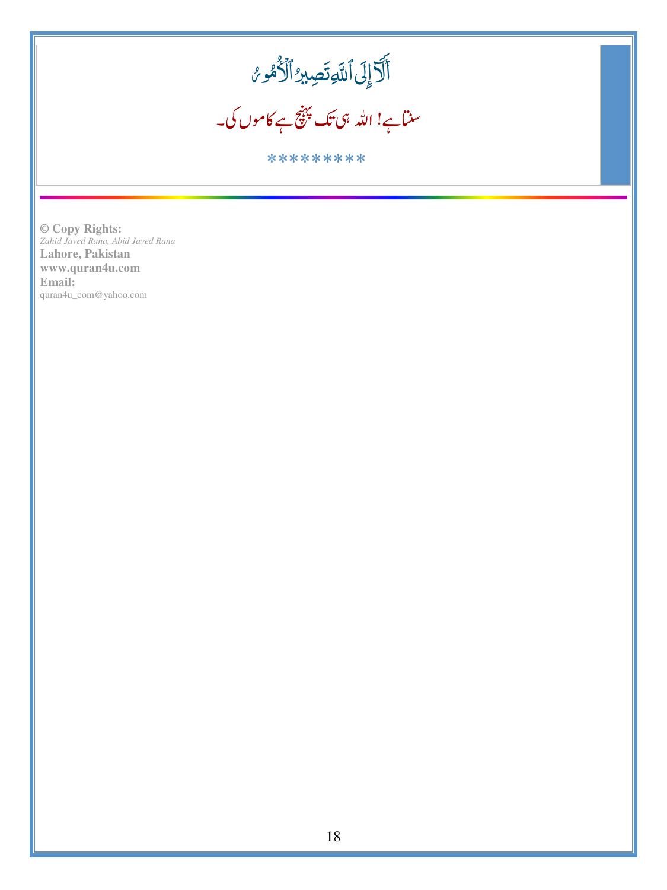أَلَآ إِلَى ٱللَّهِ تَصِيرُ ٱلۡأُمُورُ

سنتا ہے! اللہ ہی تک پہنچ ہے کاموں کی۔

*********

**© Copy Rights:**
*Zahid Javed Rana, Abid Javed Rana*
**Lahore, Pakistan**
**www.quran4u.com**
**Email:**
quran4u_com@yahoo.com